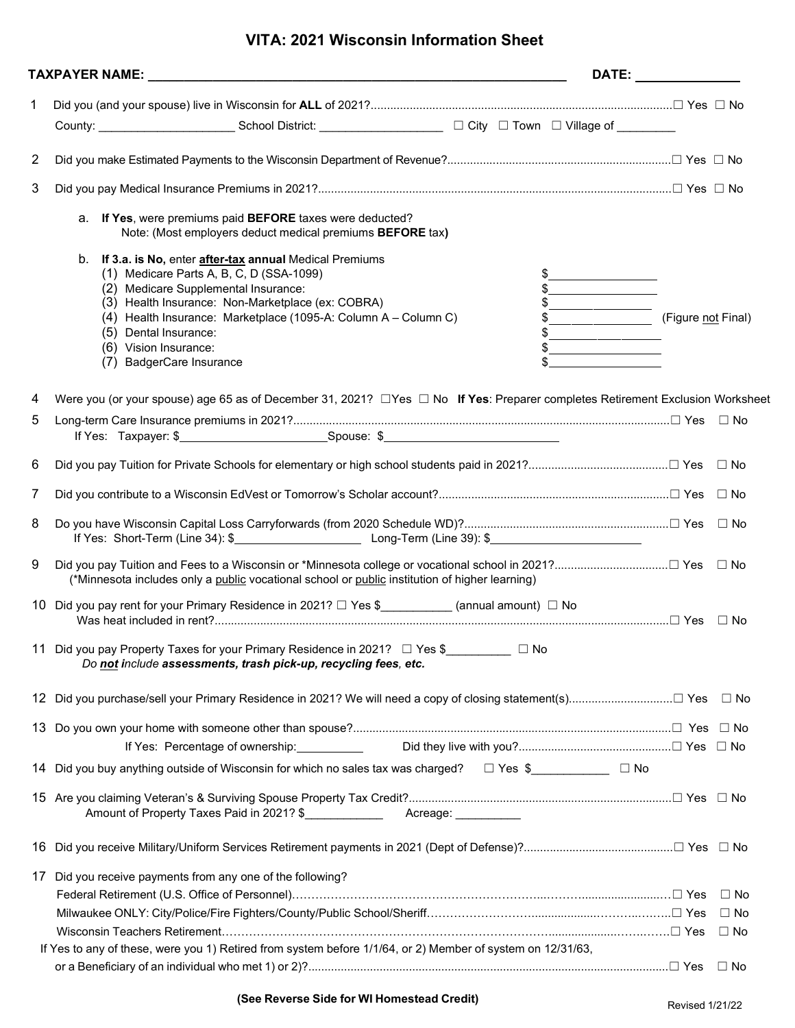# VITA: 2021 Wisconsin Information Sheet

**TAXPAYER NAME:** ______________________________________________ **DATE:** ______________

1. Did you (and your spouse) live in Wisconsin for **ALL** of 2021?............☐ Yes ☐ No

   County: ____________________ School District: __________________ ☐ City ☐ Town ☐ Village of ________

2. Did you make Estimated Payments to the Wisconsin Department of Revenue?............☐ Yes ☐ No

3. Did you pay Medical Insurance Premiums in 2021?............☐ Yes ☐ No

   a. **If Yes**, were premiums paid **BEFORE** taxes were deducted?
      Note: (Most employers deduct medical premiums **BEFORE** tax**)**

   b. **If 3.a. is No,** enter **after-tax annual** Medical Premiums
      (1) Medicare Parts A, B, C, D (SSA-1099) $________________
      (2) Medicare Supplemental Insurance: $________________
      (3) Health Insurance: Non-Marketplace (ex: COBRA) $________________
      (4) Health Insurance: Marketplace (1095-A: Column A – Column C) $________________ (Figure not Final)
      (5) Dental Insurance: $________________
      (6) Vision Insurance: $________________
      (7) BadgerCare Insurance $________________

4. Were you (or your spouse) age 65 as of December 31, 2021? ☐Yes ☐ No **If Yes**: Preparer completes Retirement Exclusion Worksheet

5. Long-term Care Insurance premiums in 2021?............☐ Yes ☐ No
   If Yes: Taxpayer: $______________________ Spouse: $__________________________

6. Did you pay Tuition for Private Schools for elementary or high school students paid in 2021?............☐ Yes ☐ No

7. Did you contribute to a Wisconsin EdVest or Tomorrow's Scholar account?............☐ Yes ☐ No

8. Do you have Wisconsin Capital Loss Carryforwards (from 2020 Schedule WD)?............☐ Yes ☐ No
   If Yes: Short-Term (Line 34): $__________________ Long-Term (Line 39): $______________________

9. Did you pay Tuition and Fees to a Wisconsin or *Minnesota college or vocational school in 2021?............☐ Yes ☐ No
   (*Minnesota includes only a public vocational school or public institution of higher learning)

10. Did you pay rent for your Primary Residence in 2021? ☐ Yes $__________ (annual amount) ☐ No
    Was heat included in rent?............☐ Yes ☐ No

11. Did you pay Property Taxes for your Primary Residence in 2021? ☐ Yes $_________ ☐ No
    *Do **not** include **assessments, trash pick-up, recycling fees, etc.***

12. Did you purchase/sell your Primary Residence in 2021? We will need a copy of closing statement(s)............☐ Yes ☐ No

13. Do you own your home with someone other than spouse?............☐ Yes ☐ No
    If Yes: Percentage of ownership:__________ Did they live with you?............☐ Yes ☐ No

14. Did you buy anything outside of Wisconsin for which no sales tax was charged? ☐ Yes $___________ ☐ No

15. Are you claiming Veteran's & Surviving Spouse Property Tax Credit?............☐ Yes ☐ No
    Amount of Property Taxes Paid in 2021? $___________ Acreage: __________

16. Did you receive Military/Uniform Services Retirement payments in 2021 (Dept of Defense)?............☐ Yes ☐ No

17. Did you receive payments from any one of the following?
    Federal Retirement (U.S. Office of Personnel)............☐ Yes ☐ No
    Milwaukee ONLY: City/Police/Fire Fighters/County/Public School/Sheriff............☐ Yes ☐ No
    Wisconsin Teachers Retirement............☐ Yes ☐ No

    If Yes to any of these, were you 1) Retired from system before 1/1/64, or 2) Member of system on 12/31/63, or a Beneficiary of an individual who met 1) or 2)?............☐ Yes ☐ No

**(See Reverse Side for WI Homestead Credit)**

Revised 1/21/22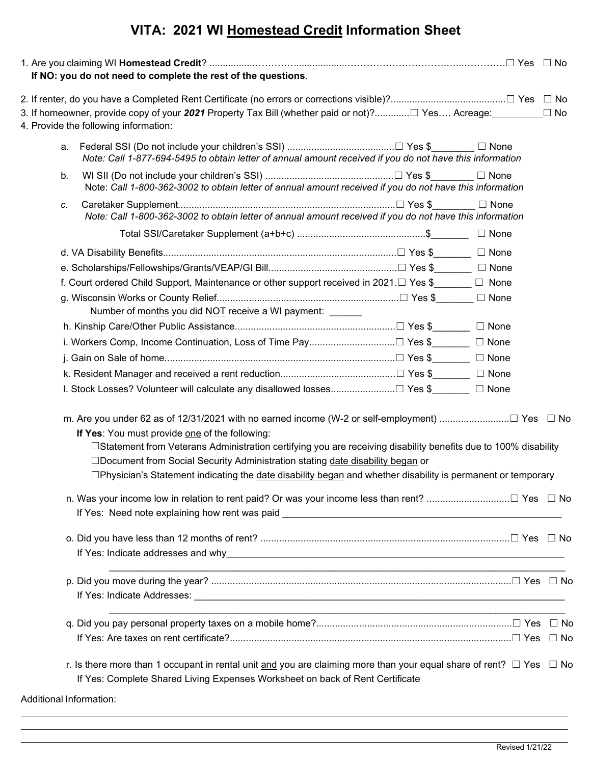# VITA: 2021 WI Homestead Credit Information Sheet

1. Are you claiming WI **Homestead Credit**? ................................................................ ☐ Yes ☐ No
   **If NO: you do not need to complete the rest of the questions**.

2. If renter, do you have a Completed Rent Certificate (no errors or corrections visible)?.......................................... ☐ Yes ☐ No
3. If homeowner, provide copy of your ***2021*** Property Tax Bill (whether paid or not)?............☐ Yes…. Acreage:_________☐ No
4. Provide the following information:

   a. Federal SSI (Do not include your children's SSI) .......................................☐ Yes $_______ ☐ None
   *Note: Call 1-877-694-5495 to obtain letter of annual amount received if you do not have this information*

   b. WI SII (Do not include your children's SSI) ................................................☐ Yes $_______ ☐ None
   Note: *Call 1-800-362-3002 to obtain letter of annual amount received if you do not have this information*

   c. Caretaker Supplement.................................................................................☐ Yes $_______ ☐ None
   *Note: Call 1-800-362-3002 to obtain letter of annual amount received if you do not have this information*

   Total SSI/Caretaker Supplement (a+b+c) ...............................................$_______ ☐ None

   d. VA Disability Benefits......................................................................................☐ Yes $_______ ☐ None

   e. Scholarships/Fellowships/Grants/VEAP/GI Bill...............................................☐ Yes $_______ ☐ None

   f. Court ordered Child Support, Maintenance or other support received in 2021.☐ Yes $_______ ☐ None

   g. Wisconsin Works or County Relief...................................................................☐ Yes $_______ ☐ None
   Number of months you did NOT receive a WI payment: ______

   h. Kinship Care/Other Public Assistance...........................................................☐ Yes $_______ ☐ None

   i. Workers Comp, Income Continuation, Loss of Time Pay...............................☐ Yes $_______ ☐ None

   j. Gain on Sale of home.....................................................................................☐ Yes $_______ ☐ None

   k. Resident Manager and received a rent reduction..........................................☐ Yes $_______ ☐ None

   l. Stock Losses? Volunteer will calculate any disallowed losses.......................☐ Yes $_______ ☐ None

   m. Are you under 62 as of 12/31/2021 with no earned income (W-2 or self-employment) ..........................☐ Yes ☐ No
   **If Yes**: You must provide one of the following:
   ☐Statement from Veterans Administration certifying you are receiving disability benefits due to 100% disability
   ☐Document from Social Security Administration stating date disability began or
   ☐Physician's Statement indicating the date disability began and whether disability is permanent or temporary

   n. Was your income low in relation to rent paid? Or was your income less than rent? ..............................☐ Yes ☐ No
   If Yes: Need note explaining how rent was paid ______________________________________________________

   o. Did you have less than 12 months of rent? ............................................................................................☐ Yes ☐ No
   If Yes: Indicate addresses and why_______________________________________________________________
   ___________________________________________________________________________________

   p. Did you move during the year? ...............................................................................................................☐ Yes ☐ No
   If Yes: Indicate Addresses: ______________________________________________________________________
   ___________________________________________________________________________________

   q. Did you pay personal property taxes on a mobile home?........................................................................☐ Yes ☐ No
   If Yes: Are taxes on rent certificate?........................................................................................................☐ Yes ☐ No

   r. Is there more than 1 occupant in rental unit and you are claiming more than your equal share of rent? ☐ Yes ☐ No
   If Yes: Complete Shared Living Expenses Worksheet on back of Rent Certificate

Additional Information:

___________________________________________________________________________________

___________________________________________________________________________________

___________________________________________________________________________________

Revised 1/21/22